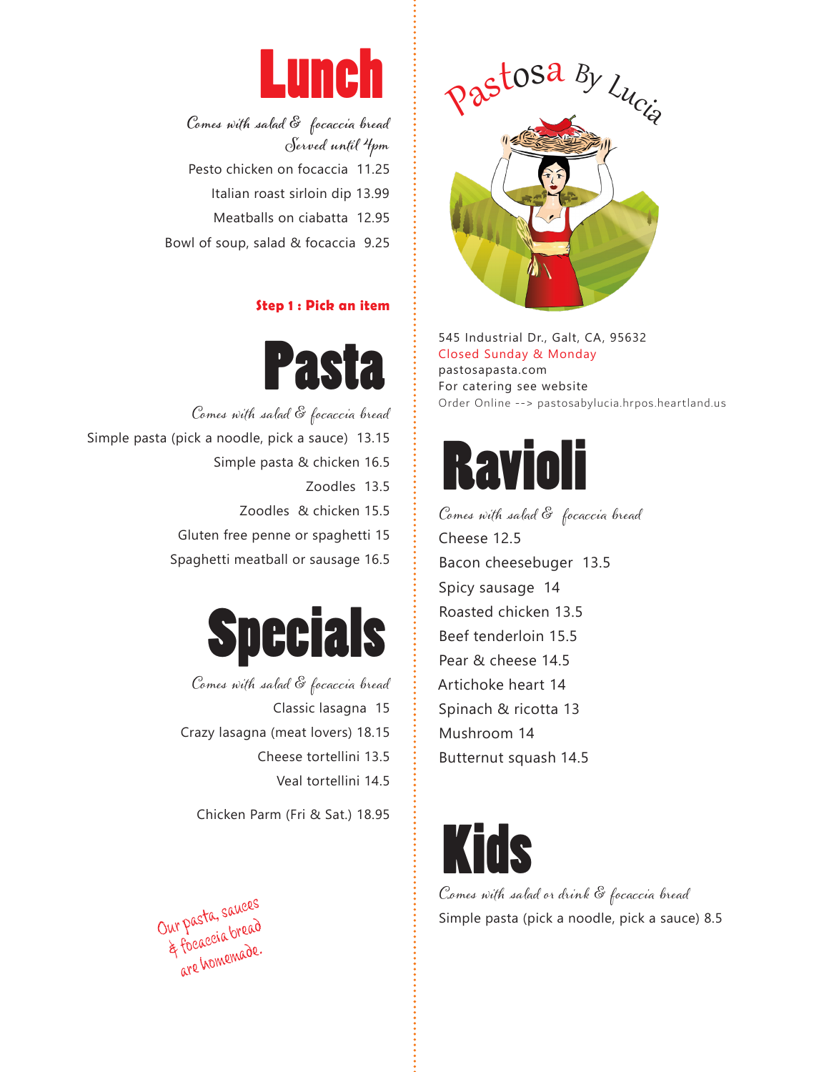# Lunch

*Comes with salad & focaccia bread*
*Served until 4pm*

Pesto chicken on focaccia 11.25

Italian roast sirloin dip 13.99

Meatballs on ciabatta 12.95

Bowl of soup, salad & focaccia 9.25

**Step 1 : Pick an item**

# Pasta

*Comes with salad & focaccia bread*

Simple pasta (pick a noodle, pick a sauce) 13.15

Simple pasta & chicken 16.5

Zoodles 13.5

Zoodles & chicken 15.5

Gluten free penne or spaghetti 15

Spaghetti meatball or sausage 16.5

# Specials

*Comes with salad & focaccia bread*

Classic lasagna 15

Crazy lasagna (meat lovers) 18.15

Cheese tortellini 13.5

Veal tortellini 14.5

Chicken Parm (Fri & Sat.) 18.95

Our pasta, sauces & focaccia bread are homemade.

Pastosa By Lucia

545 Industrial Dr., Galt, CA, 95632
Closed Sunday & Monday
pastosapasta.com
For catering see website
Order Online --> pastosabylucia.hrpos.heartland.us

# Ravioli

*Comes with salad & focaccia bread*

Cheese 12.5

Bacon cheesebuger 13.5

Spicy sausage 14

Roasted chicken 13.5

Beef tenderloin 15.5

Pear & cheese 14.5

Artichoke heart 14

Spinach & ricotta 13

Mushroom 14

Butternut squash 14.5

# Kids

*Comes with salad or drink & focaccia bread*

Simple pasta (pick a noodle, pick a sauce) 8.5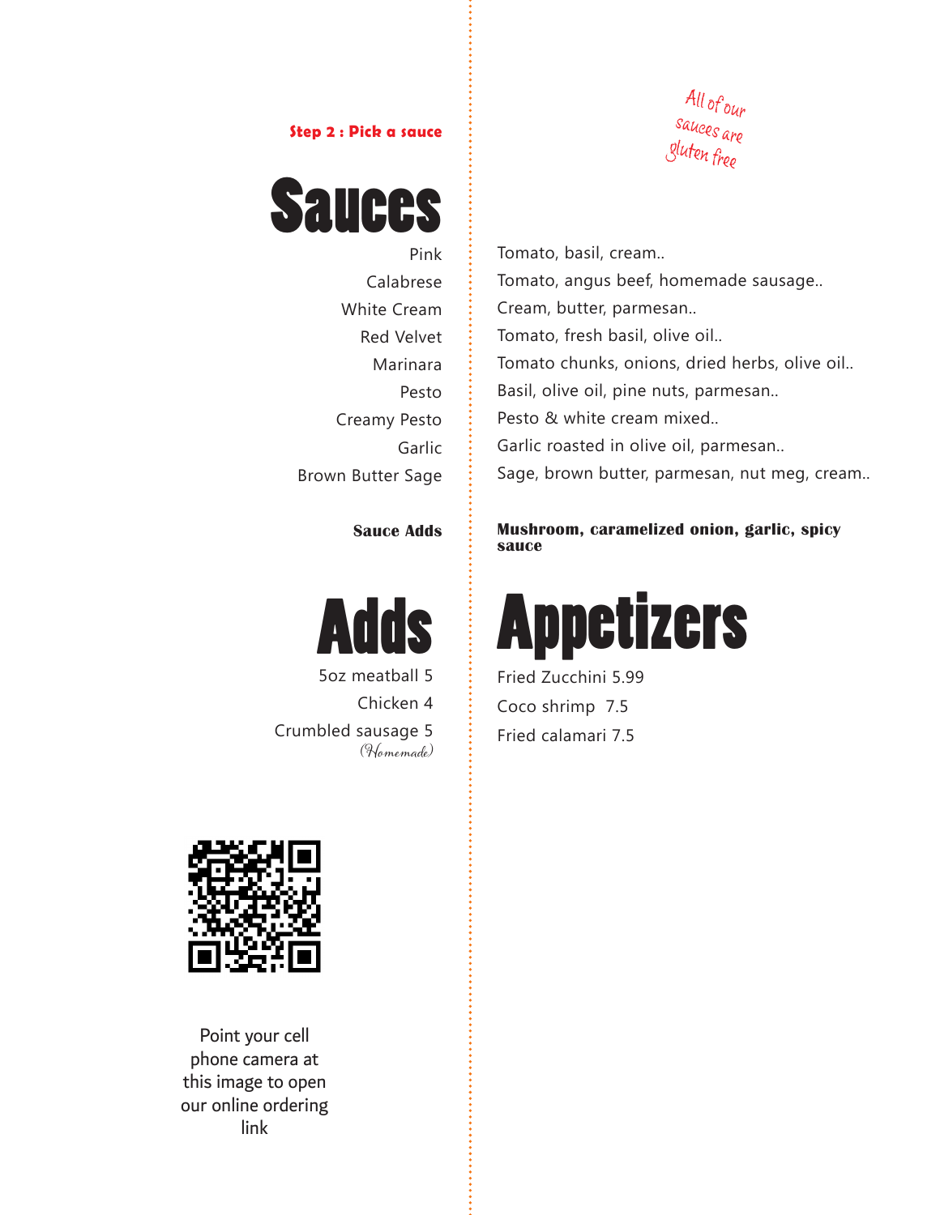**Step 2 : Pick a sauce**

# Sauces

*All of our sauces are gluten free*

| | |
|---|---|
| Pink | Tomato, basil, cream.. |
| Calabrese | Tomato, angus beef, homemade sausage.. |
| White Cream | Cream, butter, parmesan.. |
| Red Velvet | Tomato, fresh basil, olive oil.. |
| Marinara | Tomato chunks, onions, dried herbs, olive oil.. |
| Pesto | Basil, olive oil, pine nuts, parmesan.. |
| Creamy Pesto | Pesto & white cream mixed.. |
| Garlic | Garlic roasted in olive oil, parmesan.. |
| Brown Butter Sage | Sage, brown butter, parmesan, nut meg, cream.. |

**Sauce Adds** **Mushroom, caramelized onion, garlic, spicy sauce**

# Adds

5oz meatball 5

Chicken 4

Crumbled sausage 5
*(Homemade)*

# Appetizers

Fried Zucchini 5.99

Coco shrimp 7.5

Fried calamari 7.5

Point your cell phone camera at this image to open our online ordering link